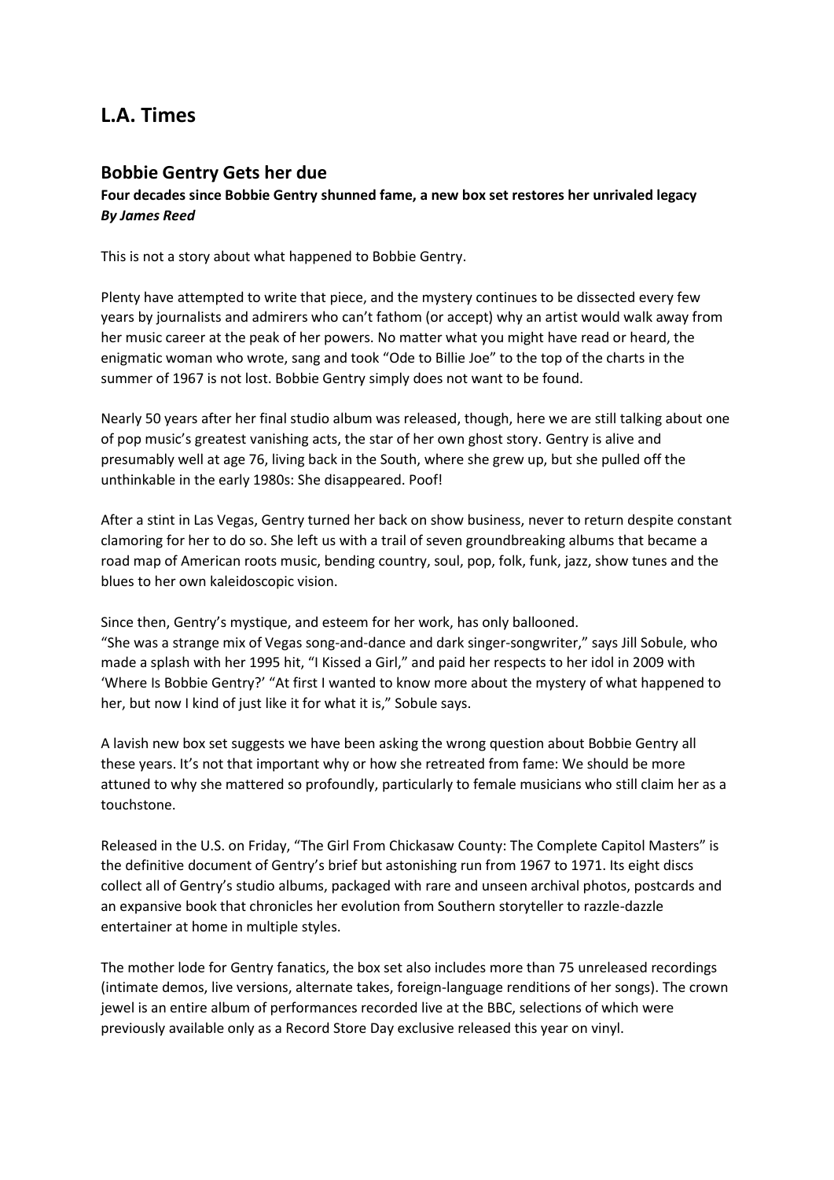# L.A. Times

## Bobbie Gentry Gets her due

**Four decades since Bobbie Gentry shunned fame, a new box set restores her unrivaled legacy**
***By James Reed***

This is not a story about what happened to Bobbie Gentry.

Plenty have attempted to write that piece, and the mystery continues to be dissected every few years by journalists and admirers who can't fathom (or accept) why an artist would walk away from her music career at the peak of her powers. No matter what you might have read or heard, the enigmatic woman who wrote, sang and took "Ode to Billie Joe" to the top of the charts in the summer of 1967 is not lost. Bobbie Gentry simply does not want to be found.

Nearly 50 years after her final studio album was released, though, here we are still talking about one of pop music's greatest vanishing acts, the star of her own ghost story. Gentry is alive and presumably well at age 76, living back in the South, where she grew up, but she pulled off the unthinkable in the early 1980s: She disappeared. Poof!

After a stint in Las Vegas, Gentry turned her back on show business, never to return despite constant clamoring for her to do so. She left us with a trail of seven groundbreaking albums that became a road map of American roots music, bending country, soul, pop, folk, funk, jazz, show tunes and the blues to her own kaleidoscopic vision.

Since then, Gentry's mystique, and esteem for her work, has only ballooned.
"She was a strange mix of Vegas song-and-dance and dark singer-songwriter," says Jill Sobule, who made a splash with her 1995 hit, "I Kissed a Girl," and paid her respects to her idol in 2009 with 'Where Is Bobbie Gentry?' "At first I wanted to know more about the mystery of what happened to her, but now I kind of just like it for what it is," Sobule says.

A lavish new box set suggests we have been asking the wrong question about Bobbie Gentry all these years. It's not that important why or how she retreated from fame: We should be more attuned to why she mattered so profoundly, particularly to female musicians who still claim her as a touchstone.

Released in the U.S. on Friday, "The Girl From Chickasaw County: The Complete Capitol Masters" is the definitive document of Gentry's brief but astonishing run from 1967 to 1971. Its eight discs collect all of Gentry's studio albums, packaged with rare and unseen archival photos, postcards and an expansive book that chronicles her evolution from Southern storyteller to razzle-dazzle entertainer at home in multiple styles.

The mother lode for Gentry fanatics, the box set also includes more than 75 unreleased recordings (intimate demos, live versions, alternate takes, foreign-language renditions of her songs). The crown jewel is an entire album of performances recorded live at the BBC, selections of which were previously available only as a Record Store Day exclusive released this year on vinyl.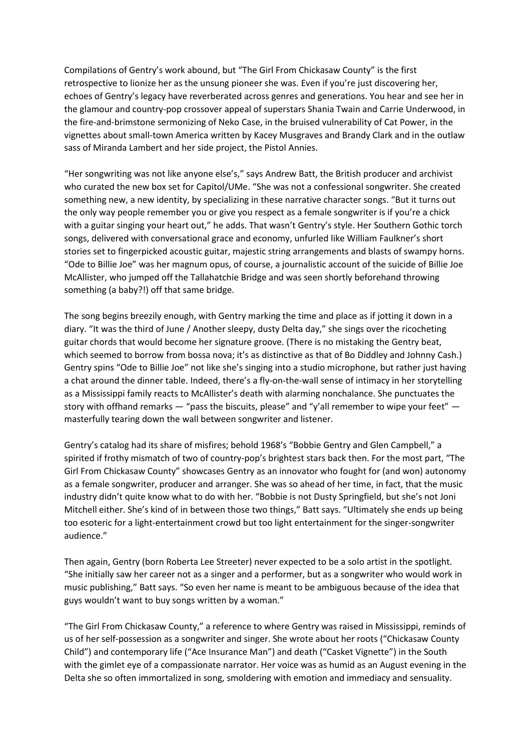Compilations of Gentry's work abound, but "The Girl From Chickasaw County" is the first retrospective to lionize her as the unsung pioneer she was. Even if you're just discovering her, echoes of Gentry's legacy have reverberated across genres and generations. You hear and see her in the glamour and country-pop crossover appeal of superstars Shania Twain and Carrie Underwood, in the fire-and-brimstone sermonizing of Neko Case, in the bruised vulnerability of Cat Power, in the vignettes about small-town America written by Kacey Musgraves and Brandy Clark and in the outlaw sass of Miranda Lambert and her side project, the Pistol Annies.

"Her songwriting was not like anyone else's," says Andrew Batt, the British producer and archivist who curated the new box set for Capitol/UMe. "She was not a confessional songwriter. She created something new, a new identity, by specializing in these narrative character songs. "But it turns out the only way people remember you or give you respect as a female songwriter is if you're a chick with a guitar singing your heart out," he adds. That wasn't Gentry's style. Her Southern Gothic torch songs, delivered with conversational grace and economy, unfurled like William Faulkner's short stories set to fingerpicked acoustic guitar, majestic string arrangements and blasts of swampy horns. "Ode to Billie Joe" was her magnum opus, of course, a journalistic account of the suicide of Billie Joe McAllister, who jumped off the Tallahatchie Bridge and was seen shortly beforehand throwing something (a baby?!) off that same bridge.

The song begins breezily enough, with Gentry marking the time and place as if jotting it down in a diary. "It was the third of June / Another sleepy, dusty Delta day," she sings over the ricocheting guitar chords that would become her signature groove. (There is no mistaking the Gentry beat, which seemed to borrow from bossa nova; it's as distinctive as that of Bo Diddley and Johnny Cash.) Gentry spins "Ode to Billie Joe" not like she's singing into a studio microphone, but rather just having a chat around the dinner table. Indeed, there's a fly-on-the-wall sense of intimacy in her storytelling as a Mississippi family reacts to McAllister's death with alarming nonchalance. She punctuates the story with offhand remarks — "pass the biscuits, please" and "y'all remember to wipe your feet" — masterfully tearing down the wall between songwriter and listener.

Gentry's catalog had its share of misfires; behold 1968's "Bobbie Gentry and Glen Campbell," a spirited if frothy mismatch of two of country-pop's brightest stars back then. For the most part, "The Girl From Chickasaw County" showcases Gentry as an innovator who fought for (and won) autonomy as a female songwriter, producer and arranger. She was so ahead of her time, in fact, that the music industry didn't quite know what to do with her. "Bobbie is not Dusty Springfield, but she's not Joni Mitchell either. She's kind of in between those two things," Batt says. "Ultimately she ends up being too esoteric for a light-entertainment crowd but too light entertainment for the singer-songwriter audience."

Then again, Gentry (born Roberta Lee Streeter) never expected to be a solo artist in the spotlight. "She initially saw her career not as a singer and a performer, but as a songwriter who would work in music publishing," Batt says. "So even her name is meant to be ambiguous because of the idea that guys wouldn't want to buy songs written by a woman."

"The Girl From Chickasaw County," a reference to where Gentry was raised in Mississippi, reminds of us of her self-possession as a songwriter and singer. She wrote about her roots ("Chickasaw County Child") and contemporary life ("Ace Insurance Man") and death ("Casket Vignette") in the South with the gimlet eye of a compassionate narrator. Her voice was as humid as an August evening in the Delta she so often immortalized in song, smoldering with emotion and immediacy and sensuality.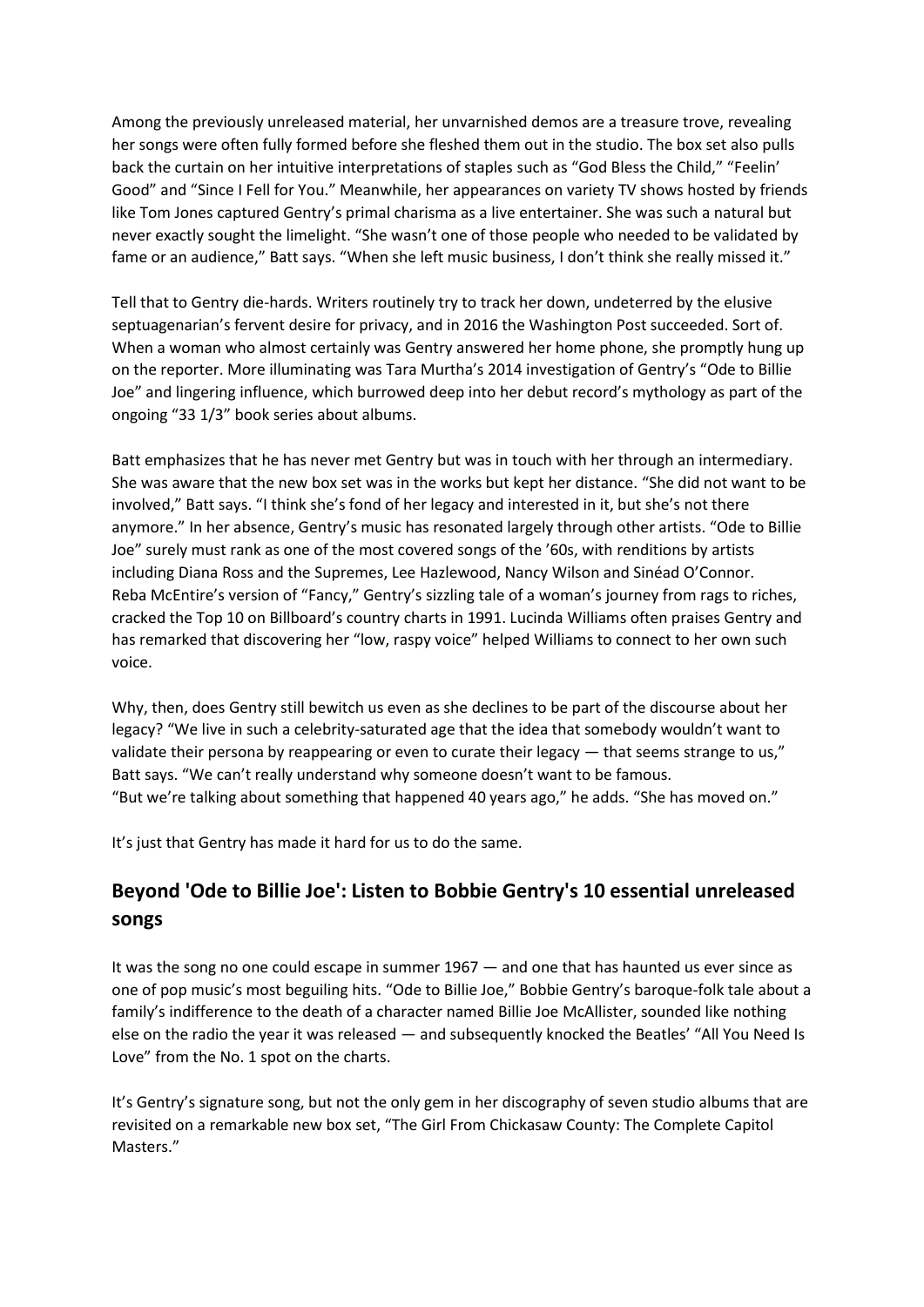Among the previously unreleased material, her unvarnished demos are a treasure trove, revealing her songs were often fully formed before she fleshed them out in the studio. The box set also pulls back the curtain on her intuitive interpretations of staples such as "God Bless the Child," "Feelin' Good" and "Since I Fell for You." Meanwhile, her appearances on variety TV shows hosted by friends like Tom Jones captured Gentry's primal charisma as a live entertainer. She was such a natural but never exactly sought the limelight. "She wasn't one of those people who needed to be validated by fame or an audience," Batt says. "When she left music business, I don't think she really missed it."

Tell that to Gentry die-hards. Writers routinely try to track her down, undeterred by the elusive septuagenarian's fervent desire for privacy, and in 2016 the Washington Post succeeded. Sort of. When a woman who almost certainly was Gentry answered her home phone, she promptly hung up on the reporter. More illuminating was Tara Murtha's 2014 investigation of Gentry's "Ode to Billie Joe" and lingering influence, which burrowed deep into her debut record's mythology as part of the ongoing "33 1/3" book series about albums.

Batt emphasizes that he has never met Gentry but was in touch with her through an intermediary. She was aware that the new box set was in the works but kept her distance. "She did not want to be involved," Batt says. "I think she's fond of her legacy and interested in it, but she's not there anymore." In her absence, Gentry's music has resonated largely through other artists. "Ode to Billie Joe" surely must rank as one of the most covered songs of the '60s, with renditions by artists including Diana Ross and the Supremes, Lee Hazlewood, Nancy Wilson and Sinéad O'Connor. Reba McEntire's version of "Fancy," Gentry's sizzling tale of a woman's journey from rags to riches, cracked the Top 10 on Billboard's country charts in 1991. Lucinda Williams often praises Gentry and has remarked that discovering her "low, raspy voice" helped Williams to connect to her own such voice.

Why, then, does Gentry still bewitch us even as she declines to be part of the discourse about her legacy? "We live in such a celebrity-saturated age that the idea that somebody wouldn't want to validate their persona by reappearing or even to curate their legacy — that seems strange to us," Batt says. "We can't really understand why someone doesn't want to be famous.
"But we're talking about something that happened 40 years ago," he adds. "She has moved on."

It's just that Gentry has made it hard for us to do the same.

## Beyond 'Ode to Billie Joe': Listen to Bobbie Gentry's 10 essential unreleased songs

It was the song no one could escape in summer 1967 — and one that has haunted us ever since as one of pop music's most beguiling hits. "Ode to Billie Joe," Bobbie Gentry's baroque-folk tale about a family's indifference to the death of a character named Billie Joe McAllister, sounded like nothing else on the radio the year it was released — and subsequently knocked the Beatles' "All You Need Is Love" from the No. 1 spot on the charts.

It's Gentry's signature song, but not the only gem in her discography of seven studio albums that are revisited on a remarkable new box set, "The Girl From Chickasaw County: The Complete Capitol Masters."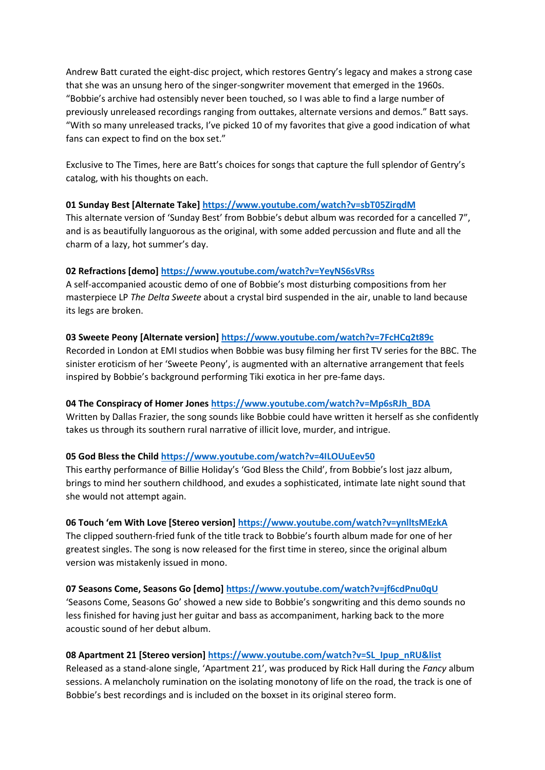Andrew Batt curated the eight-disc project, which restores Gentry's legacy and makes a strong case that she was an unsung hero of the singer-songwriter movement that emerged in the 1960s. "Bobbie's archive had ostensibly never been touched, so I was able to find a large number of previously unreleased recordings ranging from outtakes, alternate versions and demos." Batt says. "With so many unreleased tracks, I've picked 10 of my favorites that give a good indication of what fans can expect to find on the box set."

Exclusive to The Times, here are Batt's choices for songs that capture the full splendor of Gentry's catalog, with his thoughts on each.

**01 Sunday Best [Alternate Take]** https://www.youtube.com/watch?v=sbT05ZirqdM
This alternate version of 'Sunday Best' from Bobbie's debut album was recorded for a cancelled 7", and is as beautifully languorous as the original, with some added percussion and flute and all the charm of a lazy, hot summer's day.

**02 Refractions [demo]** https://www.youtube.com/watch?v=YeyNS6sVRss
A self-accompanied acoustic demo of one of Bobbie's most disturbing compositions from her masterpiece LP *The Delta Sweete* about a crystal bird suspended in the air, unable to land because its legs are broken.

**03 Sweete Peony [Alternate version]** https://www.youtube.com/watch?v=7FcHCq2t89c
Recorded in London at EMI studios when Bobbie was busy filming her first TV series for the BBC. The sinister eroticism of her 'Sweete Peony', is augmented with an alternative arrangement that feels inspired by Bobbie's background performing Tiki exotica in her pre-fame days.

**04 The Conspiracy of Homer Jones** https://www.youtube.com/watch?v=Mp6sRJh_BDA
Written by Dallas Frazier, the song sounds like Bobbie could have written it herself as she confidently takes us through its southern rural narrative of illicit love, murder, and intrigue.

**05 God Bless the Child** https://www.youtube.com/watch?v=4ILOUuEev50
This earthy performance of Billie Holiday's 'God Bless the Child', from Bobbie's lost jazz album, brings to mind her southern childhood, and exudes a sophisticated, intimate late night sound that she would not attempt again.

**06 Touch 'em With Love [Stereo version]** https://www.youtube.com/watch?v=ynlltsMEzkA
The clipped southern-fried funk of the title track to Bobbie's fourth album made for one of her greatest singles. The song is now released for the first time in stereo, since the original album version was mistakenly issued in mono.

**07 Seasons Come, Seasons Go [demo]** https://www.youtube.com/watch?v=jf6cdPnu0qU
'Seasons Come, Seasons Go' showed a new side to Bobbie's songwriting and this demo sounds no less finished for having just her guitar and bass as accompaniment, harking back to the more acoustic sound of her debut album.

**08 Apartment 21 [Stereo version]** https://www.youtube.com/watch?v=SL_Ipup_nRU&list
Released as a stand-alone single, 'Apartment 21', was produced by Rick Hall during the *Fancy* album sessions. A melancholy rumination on the isolating monotony of life on the road, the track is one of Bobbie's best recordings and is included on the boxset in its original stereo form.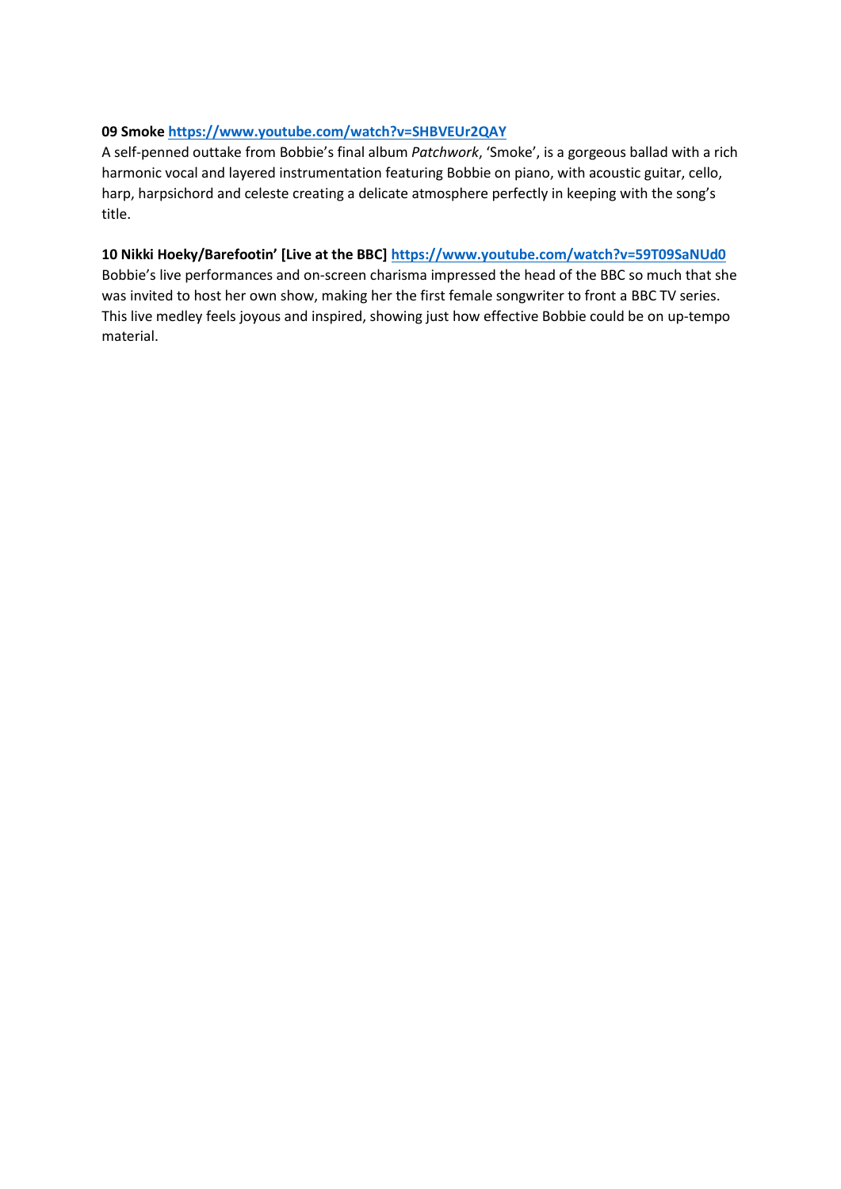**09 Smoke** https://www.youtube.com/watch?v=SHBVEUr2QAY

A self-penned outtake from Bobbie's final album *Patchwork*, 'Smoke', is a gorgeous ballad with a rich harmonic vocal and layered instrumentation featuring Bobbie on piano, with acoustic guitar, cello, harp, harpsichord and celeste creating a delicate atmosphere perfectly in keeping with the song's title.

**10 Nikki Hoeky/Barefootin' [Live at the BBC]** https://www.youtube.com/watch?v=59T09SaNUd0

Bobbie's live performances and on-screen charisma impressed the head of the BBC so much that she was invited to host her own show, making her the first female songwriter to front a BBC TV series. This live medley feels joyous and inspired, showing just how effective Bobbie could be on up-tempo material.